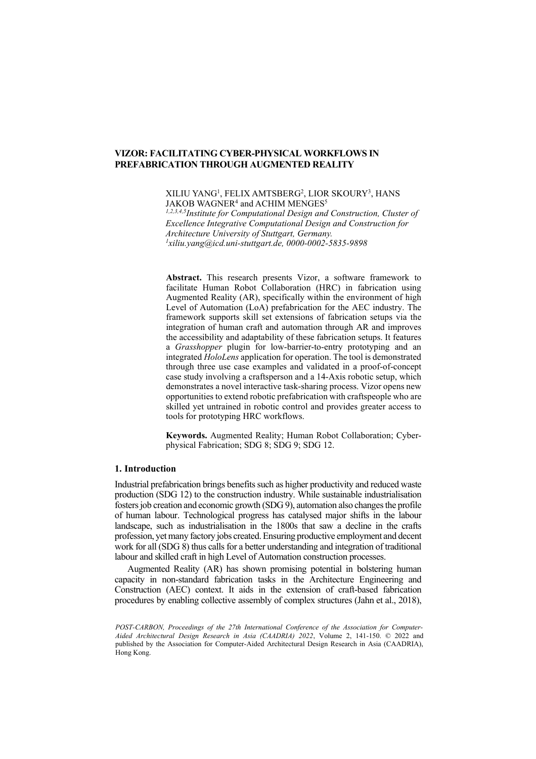# VIZOR: FACILITATING CYBER-PHYSICAL WORKFLOWS IN PREFABRICATION THROUGH AUGMENTED REALITY

XILIU YANG[1], FELIX AMTSBERG[2], LIOR SKOURY[3], HANS JAKOB WAGNER[4] and ACHIM MENGES[5]

[1,2,3,4,5]*Institute for Computational Design and Construction, Cluster of Excellence Integrative Computational Design and Construction for Architecture University of Stuttgart, Germany.*

[1]*xiliu.yang@icd.uni-stuttgart.de, 0000-0002-5835-9898*

**Abstract.** This research presents Vizor, a software framework to facilitate Human Robot Collaboration (HRC) in fabrication using Augmented Reality (AR), specifically within the environment of high Level of Automation (LoA) prefabrication for the AEC industry. The framework supports skill set extensions of fabrication setups via the integration of human craft and automation through AR and improves the accessibility and adaptability of these fabrication setups. It features a *Grasshopper* plugin for low-barrier-to-entry prototyping and an integrated *HoloLens* application for operation. The tool is demonstrated through three use case examples and validated in a proof-of-concept case study involving a craftsperson and a 14-Axis robotic setup, which demonstrates a novel interactive task-sharing process. Vizor opens new opportunities to extend robotic prefabrication with craftspeople who are skilled yet untrained in robotic control and provides greater access to tools for prototyping HRC workflows.

**Keywords.** Augmented Reality; Human Robot Collaboration; Cyber-physical Fabrication; SDG 8; SDG 9; SDG 12.

## 1. Introduction

Industrial prefabrication brings benefits such as higher productivity and reduced waste production (SDG 12) to the construction industry. While sustainable industrialisation fosters job creation and economic growth (SDG 9), automation also changes the profile of human labour. Technological progress has catalysed major shifts in the labour landscape, such as industrialisation in the 1800s that saw a decline in the crafts profession, yet many factory jobs created. Ensuring productive employment and decent work for all (SDG 8) thus calls for a better understanding and integration of traditional labour and skilled craft in high Level of Automation construction processes.

Augmented Reality (AR) has shown promising potential in bolstering human capacity in non-standard fabrication tasks in the Architecture Engineering and Construction (AEC) context. It aids in the extension of craft-based fabrication procedures by enabling collective assembly of complex structures (Jahn et al., 2018),

*POST-CARBON, Proceedings of the 27th International Conference of the Association for Computer-Aided Architectural Design Research in Asia (CAADRIA) 2022*, Volume 2, 141-150. © 2022 and published by the Association for Computer-Aided Architectural Design Research in Asia (CAADRIA), Hong Kong.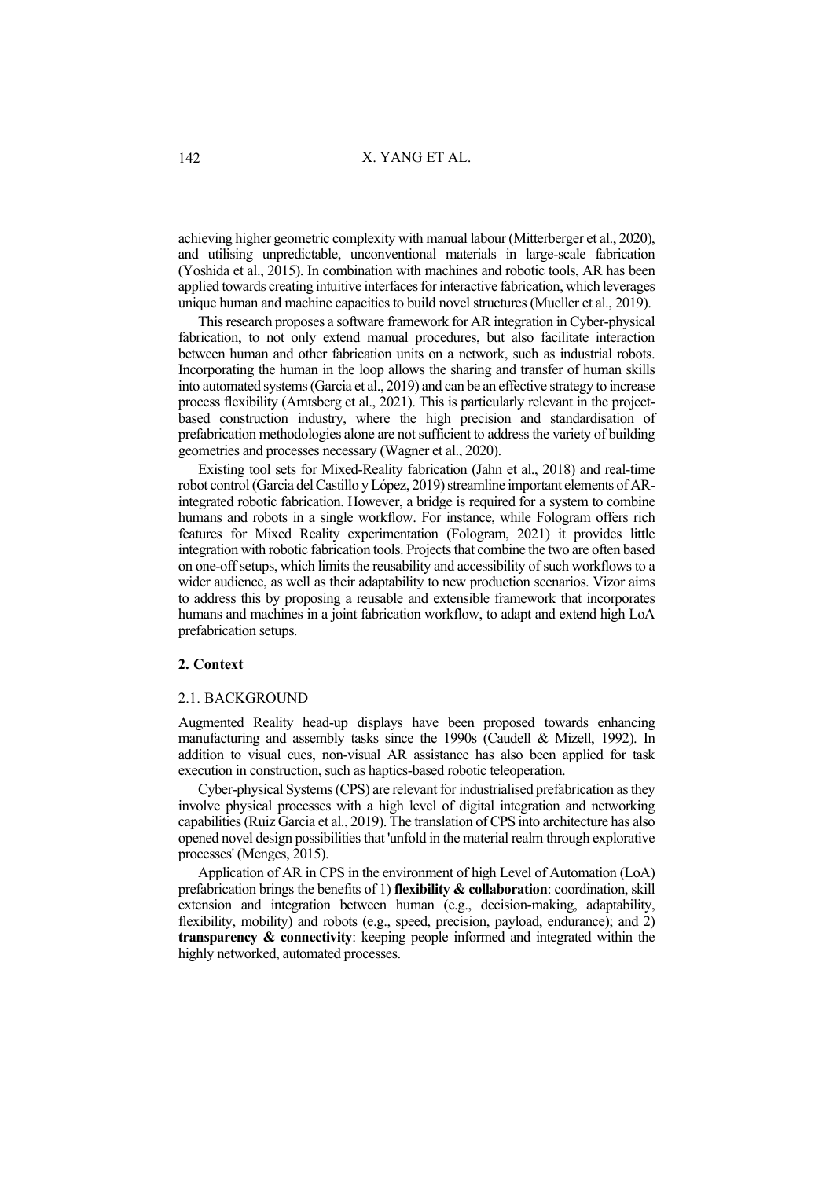achieving higher geometric complexity with manual labour (Mitterberger et al., 2020), and utilising unpredictable, unconventional materials in large-scale fabrication (Yoshida et al., 2015). In combination with machines and robotic tools, AR has been applied towards creating intuitive interfaces for interactive fabrication, which leverages unique human and machine capacities to build novel structures (Mueller et al., 2019).

This research proposes a software framework for AR integration in Cyber-physical fabrication, to not only extend manual procedures, but also facilitate interaction between human and other fabrication units on a network, such as industrial robots. Incorporating the human in the loop allows the sharing and transfer of human skills into automated systems (Garcia et al., 2019) and can be an effective strategy to increase process flexibility (Amtsberg et al., 2021). This is particularly relevant in the project-based construction industry, where the high precision and standardisation of prefabrication methodologies alone are not sufficient to address the variety of building geometries and processes necessary (Wagner et al., 2020).

Existing tool sets for Mixed-Reality fabrication (Jahn et al., 2018) and real-time robot control (Garcia del Castillo y López, 2019) streamline important elements of AR-integrated robotic fabrication. However, a bridge is required for a system to combine humans and robots in a single workflow. For instance, while Fologram offers rich features for Mixed Reality experimentation (Fologram, 2021) it provides little integration with robotic fabrication tools. Projects that combine the two are often based on one-off setups, which limits the reusability and accessibility of such workflows to a wider audience, as well as their adaptability to new production scenarios. Vizor aims to address this by proposing a reusable and extensible framework that incorporates humans and machines in a joint fabrication workflow, to adapt and extend high LoA prefabrication setups.

## 2. Context

### 2.1. BACKGROUND

Augmented Reality head-up displays have been proposed towards enhancing manufacturing and assembly tasks since the 1990s (Caudell & Mizell, 1992). In addition to visual cues, non-visual AR assistance has also been applied for task execution in construction, such as haptics-based robotic teleoperation.

Cyber-physical Systems (CPS) are relevant for industrialised prefabrication as they involve physical processes with a high level of digital integration and networking capabilities (Ruiz Garcia et al., 2019). The translation of CPS into architecture has also opened novel design possibilities that 'unfold in the material realm through explorative processes' (Menges, 2015).

Application of AR in CPS in the environment of high Level of Automation (LoA) prefabrication brings the benefits of 1) **flexibility & collaboration**: coordination, skill extension and integration between human (e.g., decision-making, adaptability, flexibility, mobility) and robots (e.g., speed, precision, payload, endurance); and 2) **transparency & connectivity**: keeping people informed and integrated within the highly networked, automated processes.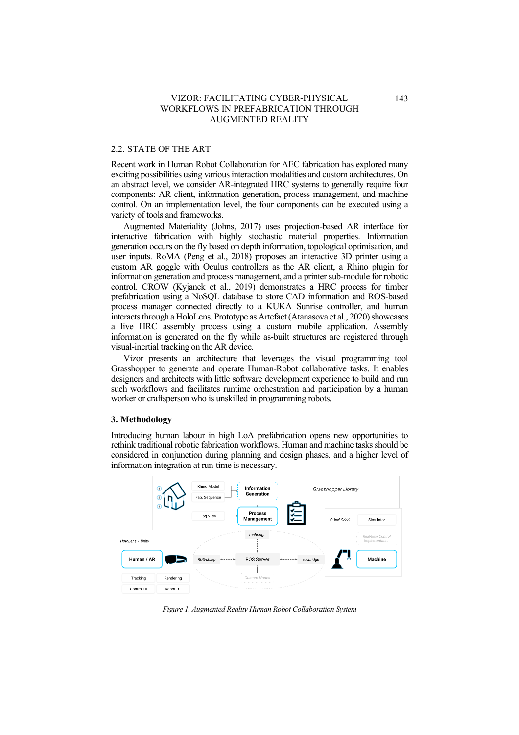## 2.2. STATE OF THE ART

Recent work in Human Robot Collaboration for AEC fabrication has explored many exciting possibilities using various interaction modalities and custom architectures. On an abstract level, we consider AR-integrated HRC systems to generally require four components: AR client, information generation, process management, and machine control. On an implementation level, the four components can be executed using a variety of tools and frameworks.

Augmented Materiality (Johns, 2017) uses projection-based AR interface for interactive fabrication with highly stochastic material properties. Information generation occurs on the fly based on depth information, topological optimisation, and user inputs. RoMA (Peng et al., 2018) proposes an interactive 3D printer using a custom AR goggle with Oculus controllers as the AR client, a Rhino plugin for information generation and process management, and a printer sub-module for robotic control. CROW (Kyjanek et al., 2019) demonstrates a HRC process for timber prefabrication using a NoSQL database to store CAD information and ROS-based process manager connected directly to a KUKA Sunrise controller, and human interacts through a HoloLens. Prototype as Artefact (Atanasova et al., 2020) showcases a live HRC assembly process using a custom mobile application. Assembly information is generated on the fly while as-built structures are registered through visual-inertial tracking on the AR device.

Vizor presents an architecture that leverages the visual programming tool Grasshopper to generate and operate Human-Robot collaborative tasks. It enables designers and architects with little software development experience to build and run such workflows and facilitates runtime orchestration and participation by a human worker or craftsperson who is unskilled in programming robots.

## 3. Methodology

Introducing human labour in high LoA prefabrication opens new opportunities to rethink traditional robotic fabrication workflows. Human and machine tasks should be considered in conjunction during planning and design phases, and a higher level of information integration at run-time is necessary.

*Figure 1. Augmented Reality Human Robot Collaboration System*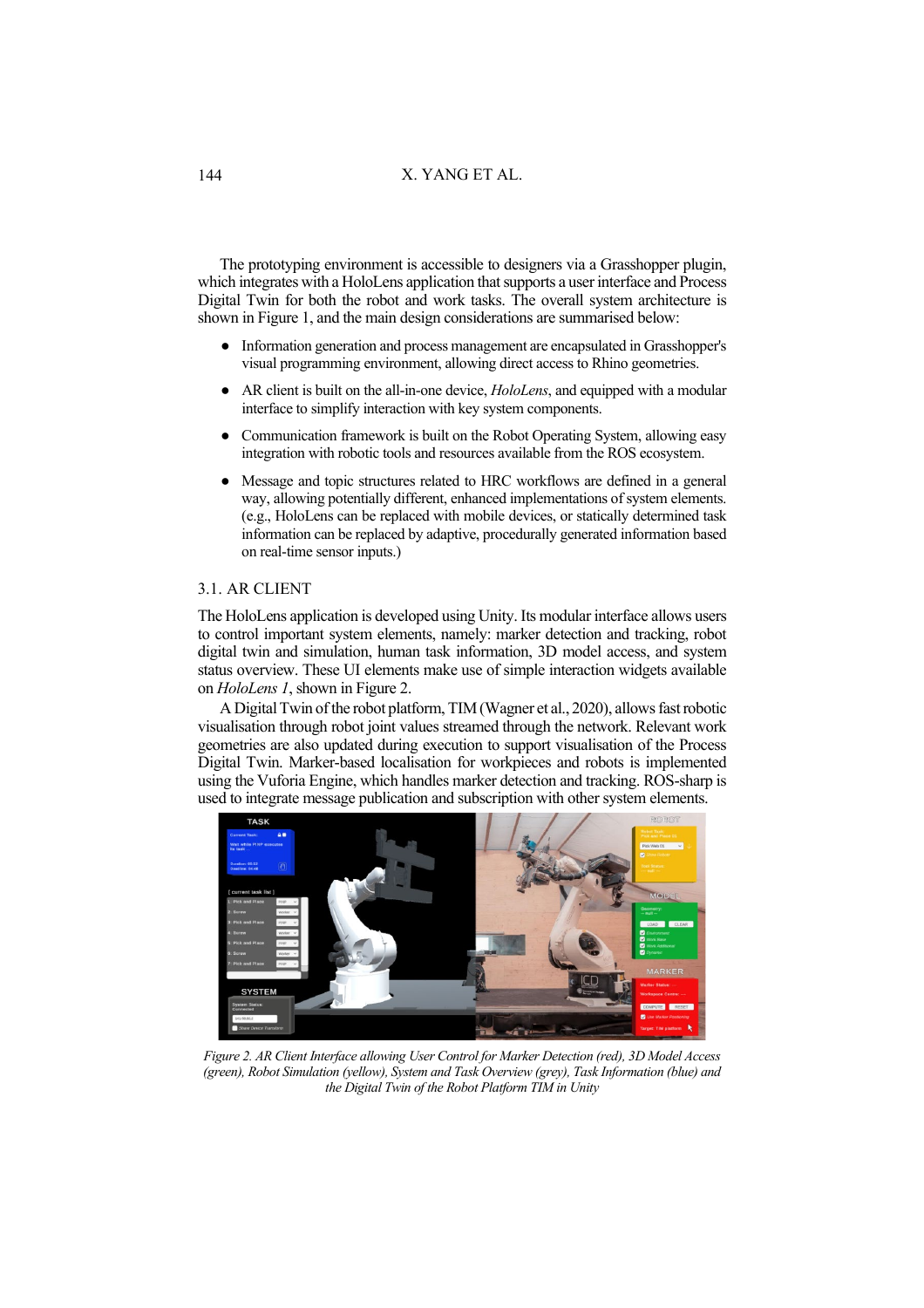The prototyping environment is accessible to designers via a Grasshopper plugin, which integrates with a HoloLens application that supports a user interface and Process Digital Twin for both the robot and work tasks. The overall system architecture is shown in Figure 1, and the main design considerations are summarised below:

- Information generation and process management are encapsulated in Grasshopper's visual programming environment, allowing direct access to Rhino geometries.
- AR client is built on the all-in-one device, *HoloLens*, and equipped with a modular interface to simplify interaction with key system components.
- Communication framework is built on the Robot Operating System, allowing easy integration with robotic tools and resources available from the ROS ecosystem.
- Message and topic structures related to HRC workflows are defined in a general way, allowing potentially different, enhanced implementations of system elements. (e.g., HoloLens can be replaced with mobile devices, or statically determined task information can be replaced by adaptive, procedurally generated information based on real-time sensor inputs.)

## 3.1. AR CLIENT

The HoloLens application is developed using Unity. Its modular interface allows users to control important system elements, namely: marker detection and tracking, robot digital twin and simulation, human task information, 3D model access, and system status overview. These UI elements make use of simple interaction widgets available on *HoloLens 1*, shown in Figure 2.

A Digital Twin of the robot platform, TIM (Wagner et al., 2020), allows fast robotic visualisation through robot joint values streamed through the network. Relevant work geometries are also updated during execution to support visualisation of the Process Digital Twin. Marker-based localisation for workpieces and robots is implemented using the Vuforia Engine, which handles marker detection and tracking. ROS-sharp is used to integrate message publication and subscription with other system elements.

*Figure 2. AR Client Interface allowing User Control for Marker Detection (red), 3D Model Access (green), Robot Simulation (yellow), System and Task Overview (grey), Task Information (blue) and the Digital Twin of the Robot Platform TIM in Unity*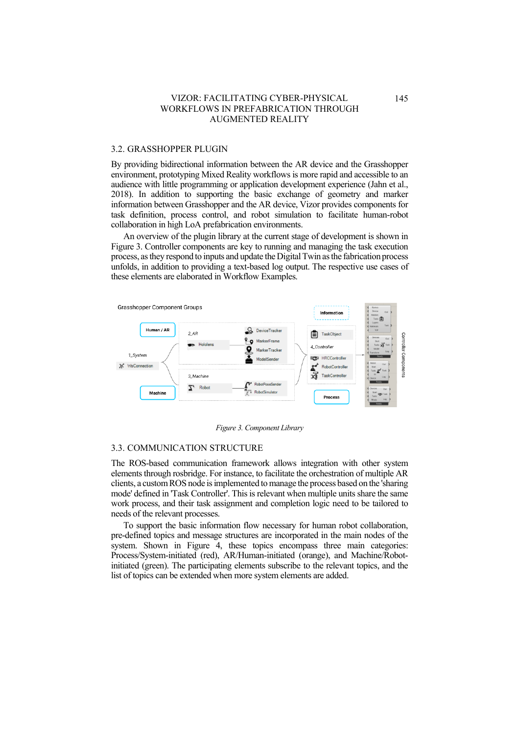## 3.2. GRASSHOPPER PLUGIN

By providing bidirectional information between the AR device and the Grasshopper environment, prototyping Mixed Reality workflows is more rapid and accessible to an audience with little programming or application development experience (Jahn et al., 2018). In addition to supporting the basic exchange of geometry and marker information between Grasshopper and the AR device, Vizor provides components for task definition, process control, and robot simulation to facilitate human-robot collaboration in high LoA prefabrication environments.

An overview of the plugin library at the current stage of development is shown in Figure 3. Controller components are key to running and managing the task execution process, as they respond to inputs and update the Digital Twin as the fabrication process unfolds, in addition to providing a text-based log output. The respective use cases of these elements are elaborated in Workflow Examples.

*Figure 3. Component Library*

## 3.3. COMMUNICATION STRUCTURE

The ROS-based communication framework allows integration with other system elements through rosbridge. For instance, to facilitate the orchestration of multiple AR clients, a custom ROS node is implemented to manage the process based on the 'sharing mode' defined in 'Task Controller'. This is relevant when multiple units share the same work process, and their task assignment and completion logic need to be tailored to needs of the relevant processes.

To support the basic information flow necessary for human robot collaboration, pre-defined topics and message structures are incorporated in the main nodes of the system. Shown in Figure 4, these topics encompass three main categories: Process/System-initiated (red), AR/Human-initiated (orange), and Machine/Robot-initiated (green). The participating elements subscribe to the relevant topics, and the list of topics can be extended when more system elements are added.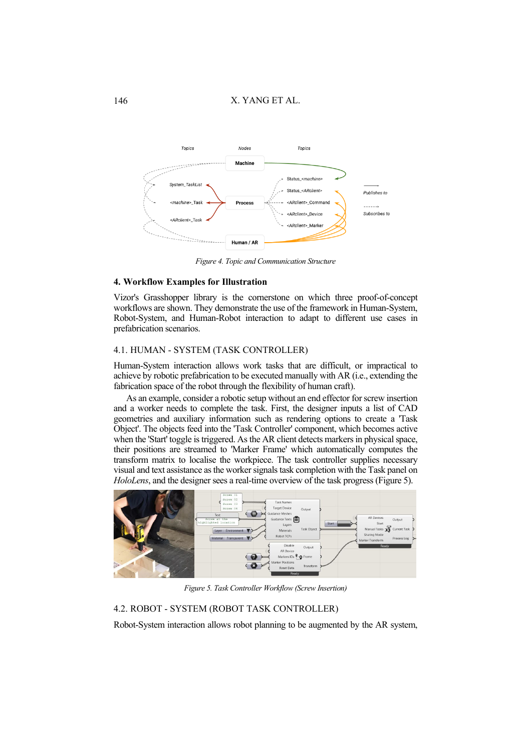Figure 4. Topic and Communication Structure

## 4. Workflow Examples for Illustration

Vizor's Grasshopper library is the cornerstone on which three proof-of-concept workflows are shown. They demonstrate the use of the framework in Human-System, Robot-System, and Human-Robot interaction to adapt to different use cases in prefabrication scenarios.

### 4.1. HUMAN - SYSTEM (TASK CONTROLLER)

Human-System interaction allows work tasks that are difficult, or impractical to achieve by robotic prefabrication to be executed manually with AR (i.e., extending the fabrication space of the robot through the flexibility of human craft).

As an example, consider a robotic setup without an end effector for screw insertion and a worker needs to complete the task. First, the designer inputs a list of CAD geometries and auxiliary information such as rendering options to create a 'Task Object'. The objects feed into the 'Task Controller' component, which becomes active when the 'Start' toggle is triggered. As the AR client detects markers in physical space, their positions are streamed to 'Marker Frame' which automatically computes the transform matrix to localise the workpiece. The task controller supplies necessary visual and text assistance as the worker signals task completion with the Task panel on *HoloLens*, and the designer sees a real-time overview of the task progress (Figure 5).

Figure 5. Task Controller Workflow (Screw Insertion)

### 4.2. ROBOT - SYSTEM (ROBOT TASK CONTROLLER)

Robot-System interaction allows robot planning to be augmented by the AR system,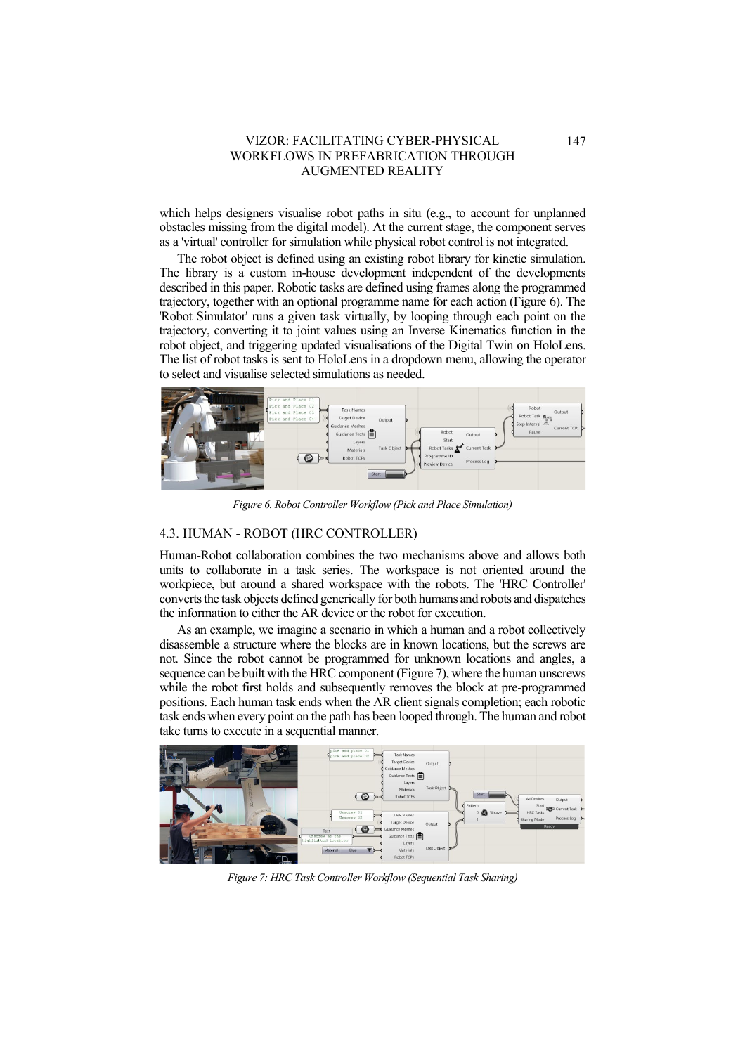which helps designers visualise robot paths in situ (e.g., to account for unplanned obstacles missing from the digital model). At the current stage, the component serves as a 'virtual' controller for simulation while physical robot control is not integrated.

The robot object is defined using an existing robot library for kinetic simulation. The library is a custom in-house development independent of the developments described in this paper. Robotic tasks are defined using frames along the programmed trajectory, together with an optional programme name for each action (Figure 6). The 'Robot Simulator' runs a given task virtually, by looping through each point on the trajectory, converting it to joint values using an Inverse Kinematics function in the robot object, and triggering updated visualisations of the Digital Twin on HoloLens. The list of robot tasks is sent to HoloLens in a dropdown menu, allowing the operator to select and visualise selected simulations as needed.

*Figure 6. Robot Controller Workflow (Pick and Place Simulation)*

## 4.3. HUMAN - ROBOT (HRC CONTROLLER)

Human-Robot collaboration combines the two mechanisms above and allows both units to collaborate in a task series. The workspace is not oriented around the workpiece, but around a shared workspace with the robots. The 'HRC Controller' converts the task objects defined generically for both humans and robots and dispatches the information to either the AR device or the robot for execution.

As an example, we imagine a scenario in which a human and a robot collectively disassemble a structure where the blocks are in known locations, but the screws are not. Since the robot cannot be programmed for unknown locations and angles, a sequence can be built with the HRC component (Figure 7), where the human unscrews while the robot first holds and subsequently removes the block at pre-programmed positions. Each human task ends when the AR client signals completion; each robotic task ends when every point on the path has been looped through. The human and robot take turns to execute in a sequential manner.

*Figure 7: HRC Task Controller Workflow (Sequential Task Sharing)*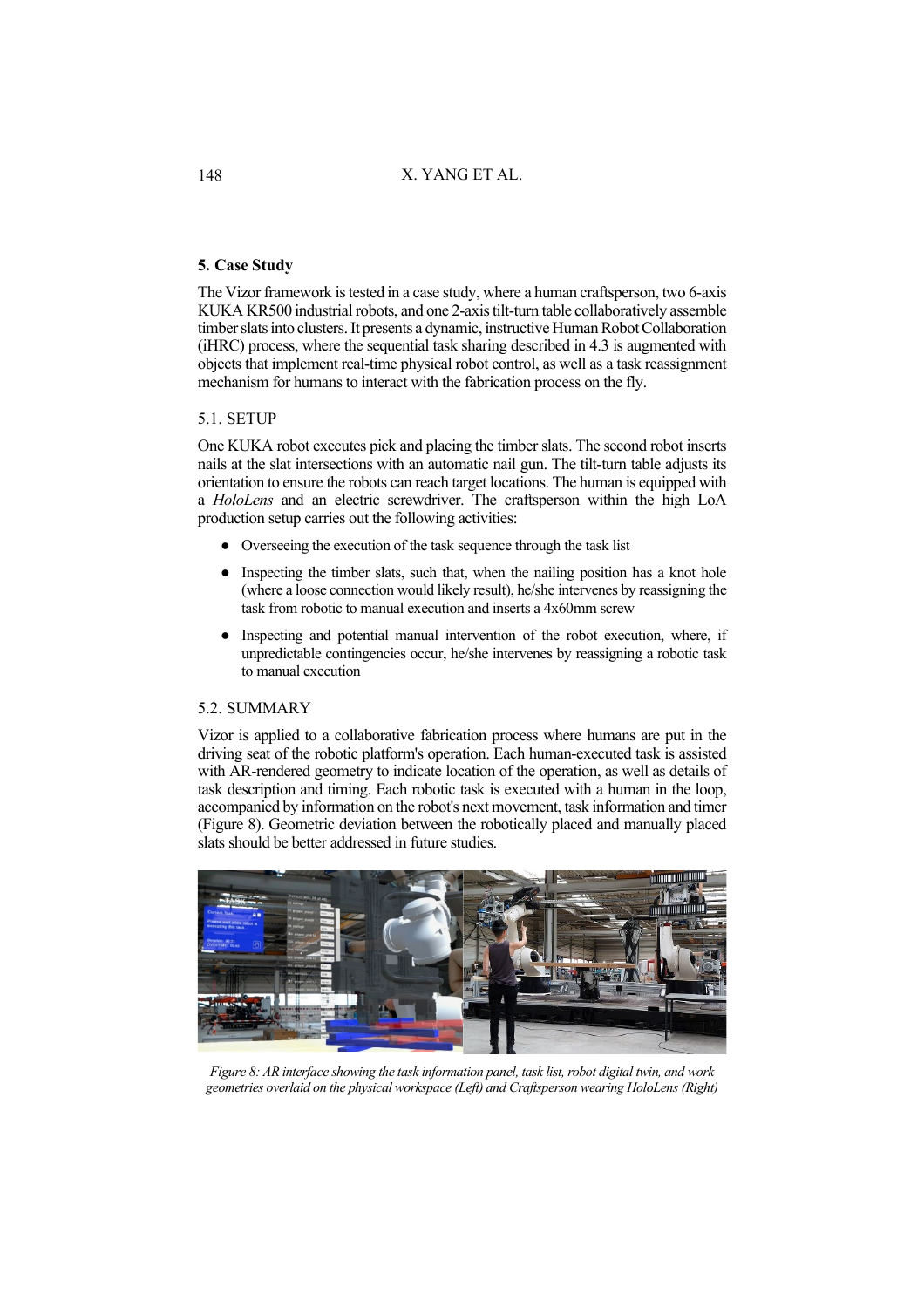## 5. Case Study

The Vizor framework is tested in a case study, where a human craftsperson, two 6-axis KUKA KR500 industrial robots, and one 2-axis tilt-turn table collaboratively assemble timber slats into clusters. It presents a dynamic, instructive Human Robot Collaboration (iHRC) process, where the sequential task sharing described in 4.3 is augmented with objects that implement real-time physical robot control, as well as a task reassignment mechanism for humans to interact with the fabrication process on the fly.

### 5.1. SETUP

One KUKA robot executes pick and placing the timber slats. The second robot inserts nails at the slat intersections with an automatic nail gun. The tilt-turn table adjusts its orientation to ensure the robots can reach target locations. The human is equipped with a *HoloLens* and an electric screwdriver. The craftsperson within the high LoA production setup carries out the following activities:

- Overseeing the execution of the task sequence through the task list
- Inspecting the timber slats, such that, when the nailing position has a knot hole (where a loose connection would likely result), he/she intervenes by reassigning the task from robotic to manual execution and inserts a 4x60mm screw
- Inspecting and potential manual intervention of the robot execution, where, if unpredictable contingencies occur, he/she intervenes by reassigning a robotic task to manual execution

### 5.2. SUMMARY

Vizor is applied to a collaborative fabrication process where humans are put in the driving seat of the robotic platform's operation. Each human-executed task is assisted with AR-rendered geometry to indicate location of the operation, as well as details of task description and timing. Each robotic task is executed with a human in the loop, accompanied by information on the robot's next movement, task information and timer (Figure 8). Geometric deviation between the robotically placed and manually placed slats should be better addressed in future studies.

*Figure 8: AR interface showing the task information panel, task list, robot digital twin, and work geometries overlaid on the physical workspace (Left) and Craftsperson wearing HoloLens (Right)*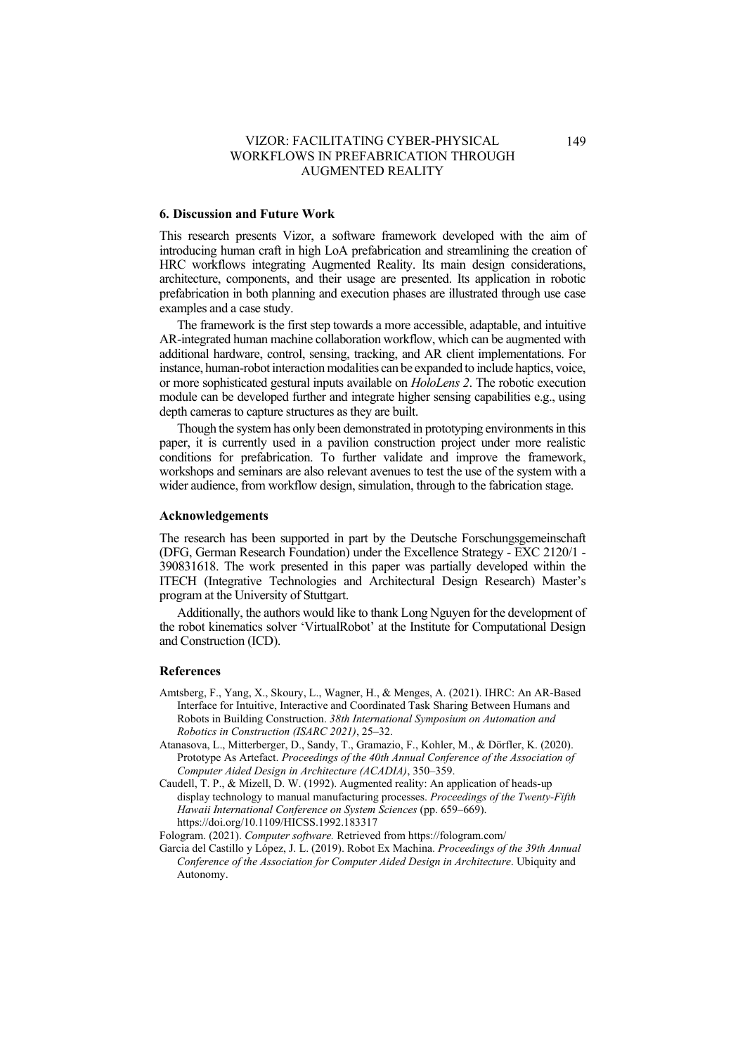## 6. Discussion and Future Work

This research presents Vizor, a software framework developed with the aim of introducing human craft in high LoA prefabrication and streamlining the creation of HRC workflows integrating Augmented Reality. Its main design considerations, architecture, components, and their usage are presented. Its application in robotic prefabrication in both planning and execution phases are illustrated through use case examples and a case study.

The framework is the first step towards a more accessible, adaptable, and intuitive AR-integrated human machine collaboration workflow, which can be augmented with additional hardware, control, sensing, tracking, and AR client implementations. For instance, human-robot interaction modalities can be expanded to include haptics, voice, or more sophisticated gestural inputs available on *HoloLens 2*. The robotic execution module can be developed further and integrate higher sensing capabilities e.g., using depth cameras to capture structures as they are built.

Though the system has only been demonstrated in prototyping environments in this paper, it is currently used in a pavilion construction project under more realistic conditions for prefabrication. To further validate and improve the framework, workshops and seminars are also relevant avenues to test the use of the system with a wider audience, from workflow design, simulation, through to the fabrication stage.

## Acknowledgements

The research has been supported in part by the Deutsche Forschungsgemeinschaft (DFG, German Research Foundation) under the Excellence Strategy - EXC 2120/1 - 390831618. The work presented in this paper was partially developed within the ITECH (Integrative Technologies and Architectural Design Research) Master's program at the University of Stuttgart.

Additionally, the authors would like to thank Long Nguyen for the development of the robot kinematics solver 'VirtualRobot' at the Institute for Computational Design and Construction (ICD).

## References

Amtsberg, F., Yang, X., Skoury, L., Wagner, H., & Menges, A. (2021). IHRC: An AR-Based Interface for Intuitive, Interactive and Coordinated Task Sharing Between Humans and Robots in Building Construction. *38th International Symposium on Automation and Robotics in Construction (ISARC 2021)*, 25–32.

Atanasova, L., Mitterberger, D., Sandy, T., Gramazio, F., Kohler, M., & Dörfler, K. (2020). Prototype As Artefact. *Proceedings of the 40th Annual Conference of the Association of Computer Aided Design in Architecture (ACADIA)*, 350–359.

Caudell, T. P., & Mizell, D. W. (1992). Augmented reality: An application of heads-up display technology to manual manufacturing processes. *Proceedings of the Twenty-Fifth Hawaii International Conference on System Sciences* (pp. 659–669). https://doi.org/10.1109/HICSS.1992.183317

Fologram. (2021). *Computer software.* Retrieved from https://fologram.com/

Garcia del Castillo y López, J. L. (2019). Robot Ex Machina. *Proceedings of the 39th Annual Conference of the Association for Computer Aided Design in Architecture*. Ubiquity and Autonomy.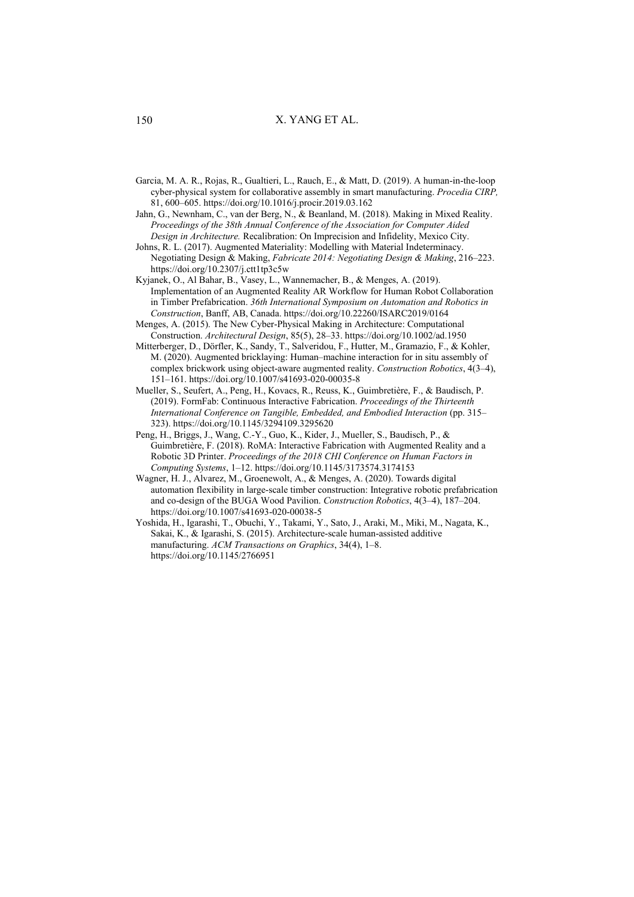Garcia, M. A. R., Rojas, R., Gualtieri, L., Rauch, E., & Matt, D. (2019). A human-in-the-loop cyber-physical system for collaborative assembly in smart manufacturing. *Procedia CIRP,* 81, 600–605. https://doi.org/10.1016/j.procir.2019.03.162

Jahn, G., Newnham, C., van der Berg, N., & Beanland, M. (2018). Making in Mixed Reality. *Proceedings of the 38th Annual Conference of the Association for Computer Aided Design in Architecture.* Recalibration: On Imprecision and Infidelity, Mexico City.

Johns, R. L. (2017). Augmented Materiality: Modelling with Material Indeterminacy. Negotiating Design & Making, *Fabricate 2014: Negotiating Design & Making*, 216–223. https://doi.org/10.2307/j.ctt1tp3c5w

Kyjanek, O., Al Bahar, B., Vasey, L., Wannemacher, B., & Menges, A. (2019). Implementation of an Augmented Reality AR Workflow for Human Robot Collaboration in Timber Prefabrication. *36th International Symposium on Automation and Robotics in Construction*, Banff, AB, Canada. https://doi.org/10.22260/ISARC2019/0164

Menges, A. (2015). The New Cyber-Physical Making in Architecture: Computational Construction. *Architectural Design*, 85(5), 28–33. https://doi.org/10.1002/ad.1950

Mitterberger, D., Dörfler, K., Sandy, T., Salveridou, F., Hutter, M., Gramazio, F., & Kohler, M. (2020). Augmented bricklaying: Human–machine interaction for in situ assembly of complex brickwork using object-aware augmented reality. *Construction Robotics*, 4(3–4), 151–161. https://doi.org/10.1007/s41693-020-00035-8

Mueller, S., Seufert, A., Peng, H., Kovacs, R., Reuss, K., Guimbretière, F., & Baudisch, P. (2019). FormFab: Continuous Interactive Fabrication. *Proceedings of the Thirteenth International Conference on Tangible, Embedded, and Embodied Interaction* (pp. 315–323). https://doi.org/10.1145/3294109.3295620

Peng, H., Briggs, J., Wang, C.-Y., Guo, K., Kider, J., Mueller, S., Baudisch, P., & Guimbretière, F. (2018). RoMA: Interactive Fabrication with Augmented Reality and a Robotic 3D Printer. *Proceedings of the 2018 CHI Conference on Human Factors in Computing Systems*, 1–12. https://doi.org/10.1145/3173574.3174153

Wagner, H. J., Alvarez, M., Groenewolt, A., & Menges, A. (2020). Towards digital automation flexibility in large-scale timber construction: Integrative robotic prefabrication and co-design of the BUGA Wood Pavilion. *Construction Robotics*, 4(3–4), 187–204. https://doi.org/10.1007/s41693-020-00038-5

Yoshida, H., Igarashi, T., Obuchi, Y., Takami, Y., Sato, J., Araki, M., Miki, M., Nagata, K., Sakai, K., & Igarashi, S. (2015). Architecture-scale human-assisted additive manufacturing. *ACM Transactions on Graphics*, 34(4), 1–8. https://doi.org/10.1145/2766951